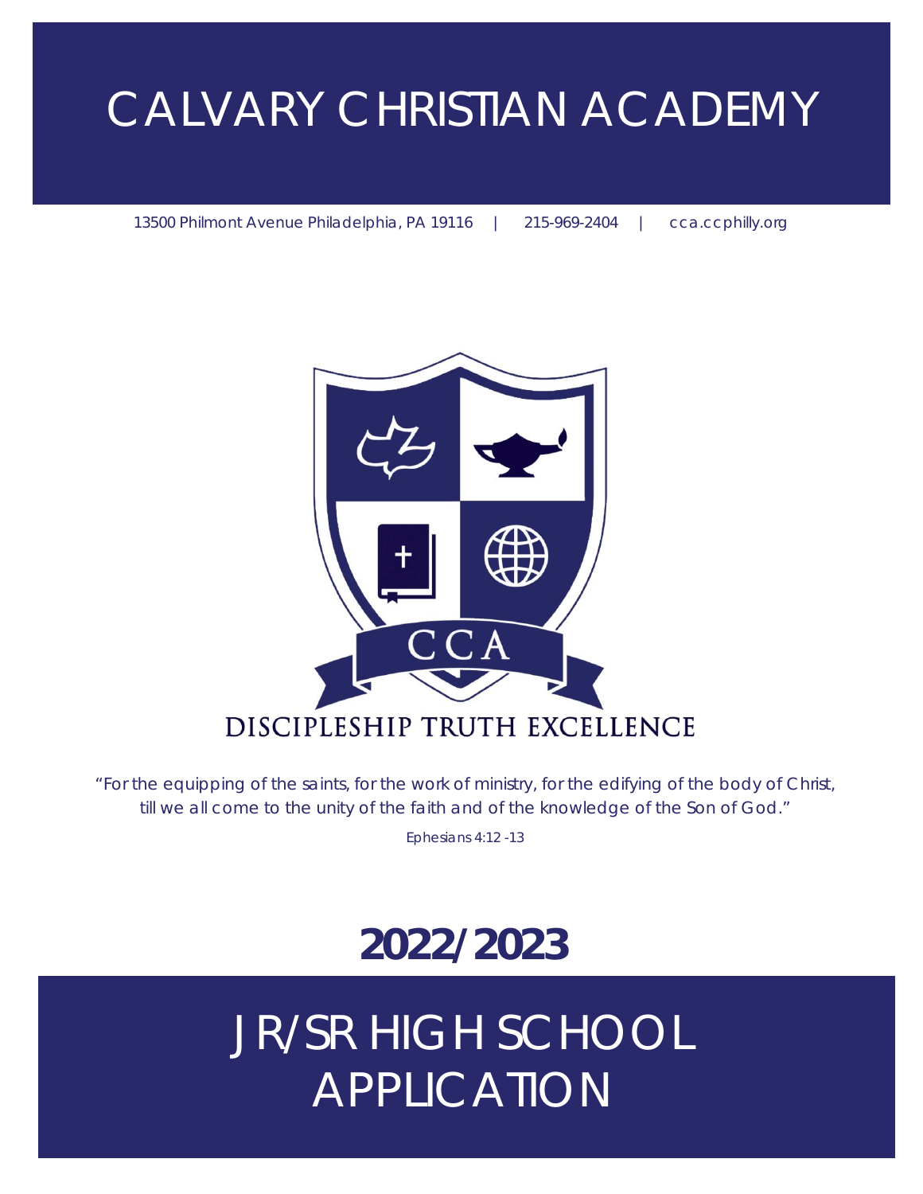# CALVARY CHRISTIAN ACADEMY

13500 Philmont Avenue Philadelphia, PA 19116 | 215-969-2404 | cca.ccphilly.org

CCA

DISCIPLESHIP TRUTH EXCELLENCE

*"For the equipping of the saints, for the work of ministry, for the edifying of the body of Christ, till we all come to the unity of the faith and of the knowledge of the Son of God."*

*Ephesians 4:12 -13*

## 2022/2023

# JR/SR HIGH SCHOOL APPLICATION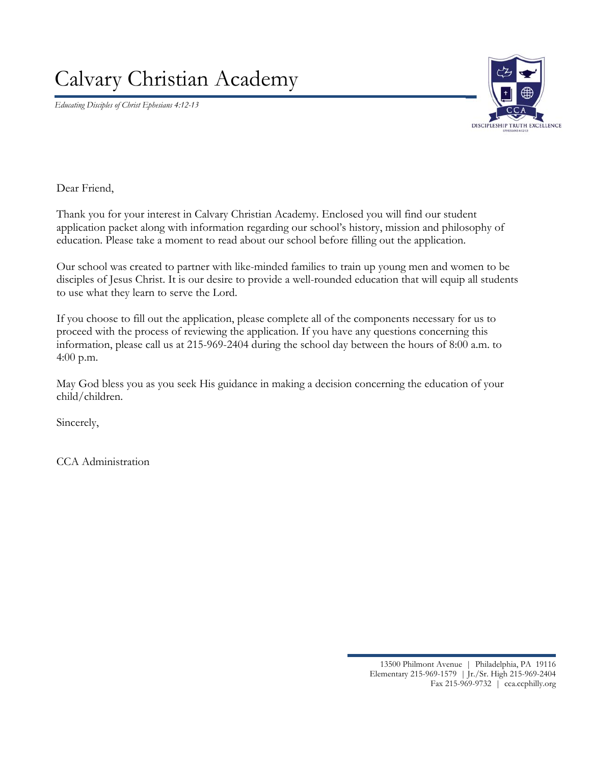# Calvary Christian Academy

*Educating Disciples of Christ Ephesians 4:12-13*

DISCIPLESHIP TRUTH EXCELLENCE

Dear Friend,

Thank you for your interest in Calvary Christian Academy. Enclosed you will find our student application packet along with information regarding our school's history, mission and philosophy of education. Please take a moment to read about our school before filling out the application.

Our school was created to partner with like-minded families to train up young men and women to be disciples of Jesus Christ. It is our desire to provide a well-rounded education that will equip all students to use what they learn to serve the Lord.

If you choose to fill out the application, please complete all of the components necessary for us to proceed with the process of reviewing the application. If you have any questions concerning this information, please call us at 215-969-2404 during the school day between the hours of 8:00 a.m. to 4:00 p.m.

May God bless you as you seek His guidance in making a decision concerning the education of your child/children.

Sincerely,

CCA Administration

13500 Philmont Avenue | Philadelphia, PA 19116
Elementary 215-969-1579 | Jr./Sr. High 215-969-2404
Fax 215-969-9732 | cca.ccphilly.org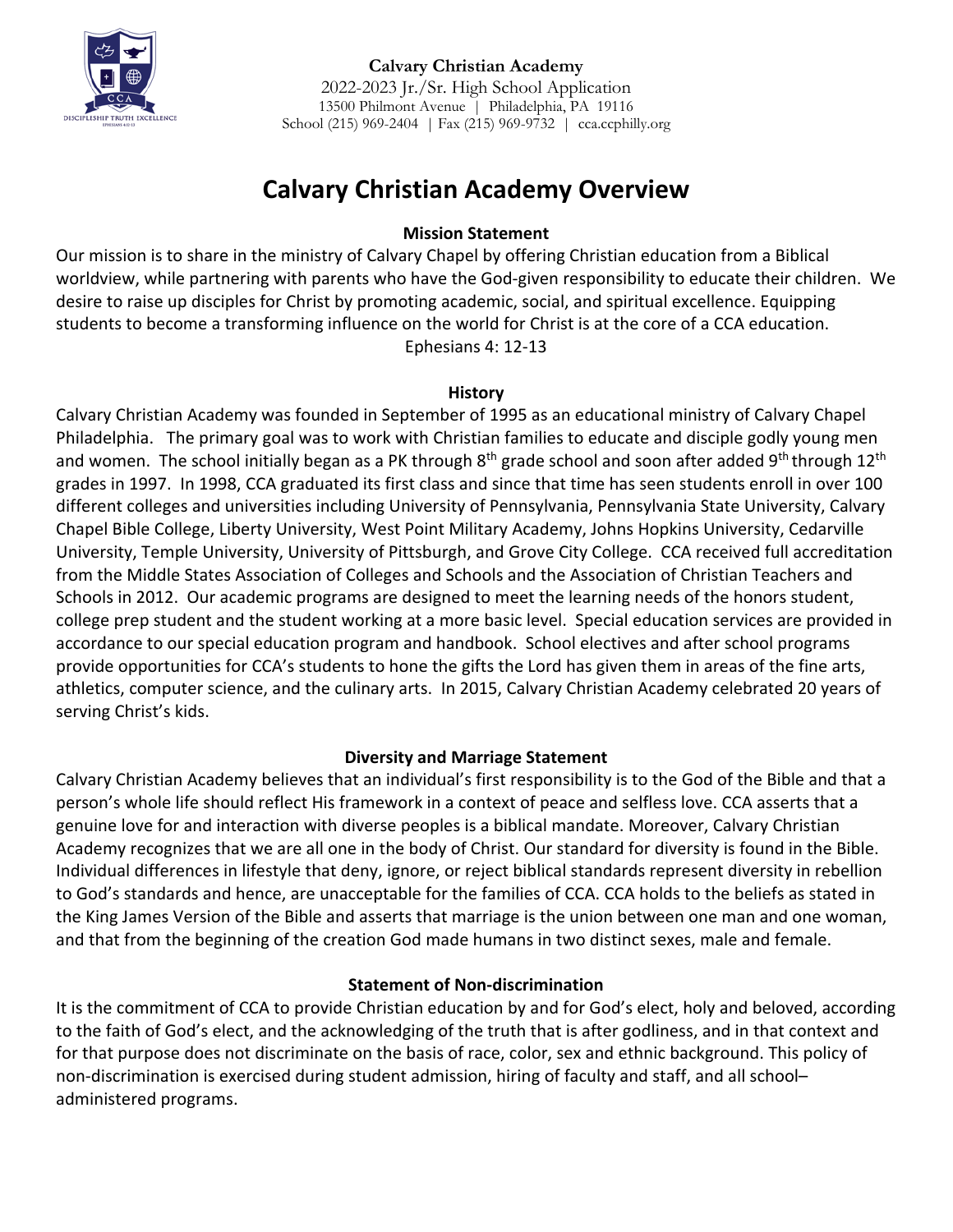**Calvary Christian Academy**
2022-2023 Jr./Sr. High School Application
13500 Philmont Avenue | Philadelphia, PA 19116
School (215) 969-2404 | Fax (215) 969-9732 | cca.ccphilly.org

# Calvary Christian Academy Overview

### Mission Statement

Our mission is to share in the ministry of Calvary Chapel by offering Christian education from a Biblical worldview, while partnering with parents who have the God-given responsibility to educate their children. We desire to raise up disciples for Christ by promoting academic, social, and spiritual excellence. Equipping students to become a transforming influence on the world for Christ is at the core of a CCA education.
Ephesians 4: 12-13

### History

Calvary Christian Academy was founded in September of 1995 as an educational ministry of Calvary Chapel Philadelphia. The primary goal was to work with Christian families to educate and disciple godly young men and women. The school initially began as a PK through 8th grade school and soon after added 9th through 12th grades in 1997. In 1998, CCA graduated its first class and since that time has seen students enroll in over 100 different colleges and universities including University of Pennsylvania, Pennsylvania State University, Calvary Chapel Bible College, Liberty University, West Point Military Academy, Johns Hopkins University, Cedarville University, Temple University, University of Pittsburgh, and Grove City College. CCA received full accreditation from the Middle States Association of Colleges and Schools and the Association of Christian Teachers and Schools in 2012. Our academic programs are designed to meet the learning needs of the honors student, college prep student and the student working at a more basic level. Special education services are provided in accordance to our special education program and handbook. School electives and after school programs provide opportunities for CCA's students to hone the gifts the Lord has given them in areas of the fine arts, athletics, computer science, and the culinary arts. In 2015, Calvary Christian Academy celebrated 20 years of serving Christ's kids.

### Diversity and Marriage Statement

Calvary Christian Academy believes that an individual's first responsibility is to the God of the Bible and that a person's whole life should reflect His framework in a context of peace and selfless love. CCA asserts that a genuine love for and interaction with diverse peoples is a biblical mandate. Moreover, Calvary Christian Academy recognizes that we are all one in the body of Christ. Our standard for diversity is found in the Bible. Individual differences in lifestyle that deny, ignore, or reject biblical standards represent diversity in rebellion to God's standards and hence, are unacceptable for the families of CCA. CCA holds to the beliefs as stated in the King James Version of the Bible and asserts that marriage is the union between one man and one woman, and that from the beginning of the creation God made humans in two distinct sexes, male and female.

### Statement of Non-discrimination

It is the commitment of CCA to provide Christian education by and for God's elect, holy and beloved, according to the faith of God's elect, and the acknowledging of the truth that is after godliness, and in that context and for that purpose does not discriminate on the basis of race, color, sex and ethnic background. This policy of non-discrimination is exercised during student admission, hiring of faculty and staff, and all school–administered programs.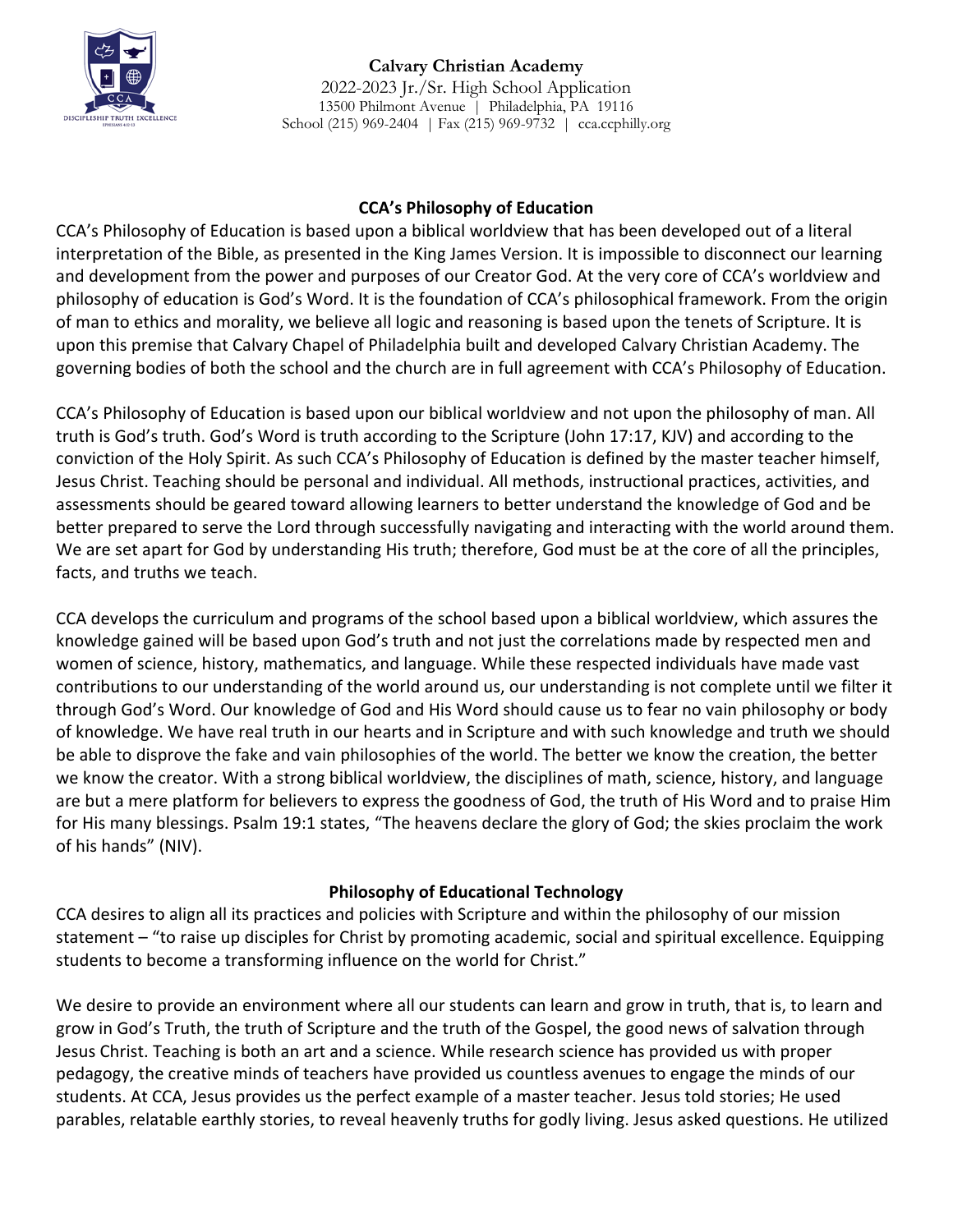## CCA's Philosophy of Education

CCA's Philosophy of Education is based upon a biblical worldview that has been developed out of a literal interpretation of the Bible, as presented in the King James Version. It is impossible to disconnect our learning and development from the power and purposes of our Creator God. At the very core of CCA's worldview and philosophy of education is God's Word. It is the foundation of CCA's philosophical framework. From the origin of man to ethics and morality, we believe all logic and reasoning is based upon the tenets of Scripture. It is upon this premise that Calvary Chapel of Philadelphia built and developed Calvary Christian Academy. The governing bodies of both the school and the church are in full agreement with CCA's Philosophy of Education.

CCA's Philosophy of Education is based upon our biblical worldview and not upon the philosophy of man. All truth is God's truth. God's Word is truth according to the Scripture (John 17:17, KJV) and according to the conviction of the Holy Spirit. As such CCA's Philosophy of Education is defined by the master teacher himself, Jesus Christ. Teaching should be personal and individual. All methods, instructional practices, activities, and assessments should be geared toward allowing learners to better understand the knowledge of God and be better prepared to serve the Lord through successfully navigating and interacting with the world around them. We are set apart for God by understanding His truth; therefore, God must be at the core of all the principles, facts, and truths we teach.

CCA develops the curriculum and programs of the school based upon a biblical worldview, which assures the knowledge gained will be based upon God's truth and not just the correlations made by respected men and women of science, history, mathematics, and language. While these respected individuals have made vast contributions to our understanding of the world around us, our understanding is not complete until we filter it through God's Word. Our knowledge of God and His Word should cause us to fear no vain philosophy or body of knowledge. We have real truth in our hearts and in Scripture and with such knowledge and truth we should be able to disprove the fake and vain philosophies of the world. The better we know the creation, the better we know the creator. With a strong biblical worldview, the disciplines of math, science, history, and language are but a mere platform for believers to express the goodness of God, the truth of His Word and to praise Him for His many blessings. Psalm 19:1 states, "The heavens declare the glory of God; the skies proclaim the work of his hands" (NIV).

## Philosophy of Educational Technology

CCA desires to align all its practices and policies with Scripture and within the philosophy of our mission statement – "to raise up disciples for Christ by promoting academic, social and spiritual excellence. Equipping students to become a transforming influence on the world for Christ."

We desire to provide an environment where all our students can learn and grow in truth, that is, to learn and grow in God's Truth, the truth of Scripture and the truth of the Gospel, the good news of salvation through Jesus Christ. Teaching is both an art and a science. While research science has provided us with proper pedagogy, the creative minds of teachers have provided us countless avenues to engage the minds of our students. At CCA, Jesus provides us the perfect example of a master teacher. Jesus told stories; He used parables, relatable earthly stories, to reveal heavenly truths for godly living. Jesus asked questions. He utilized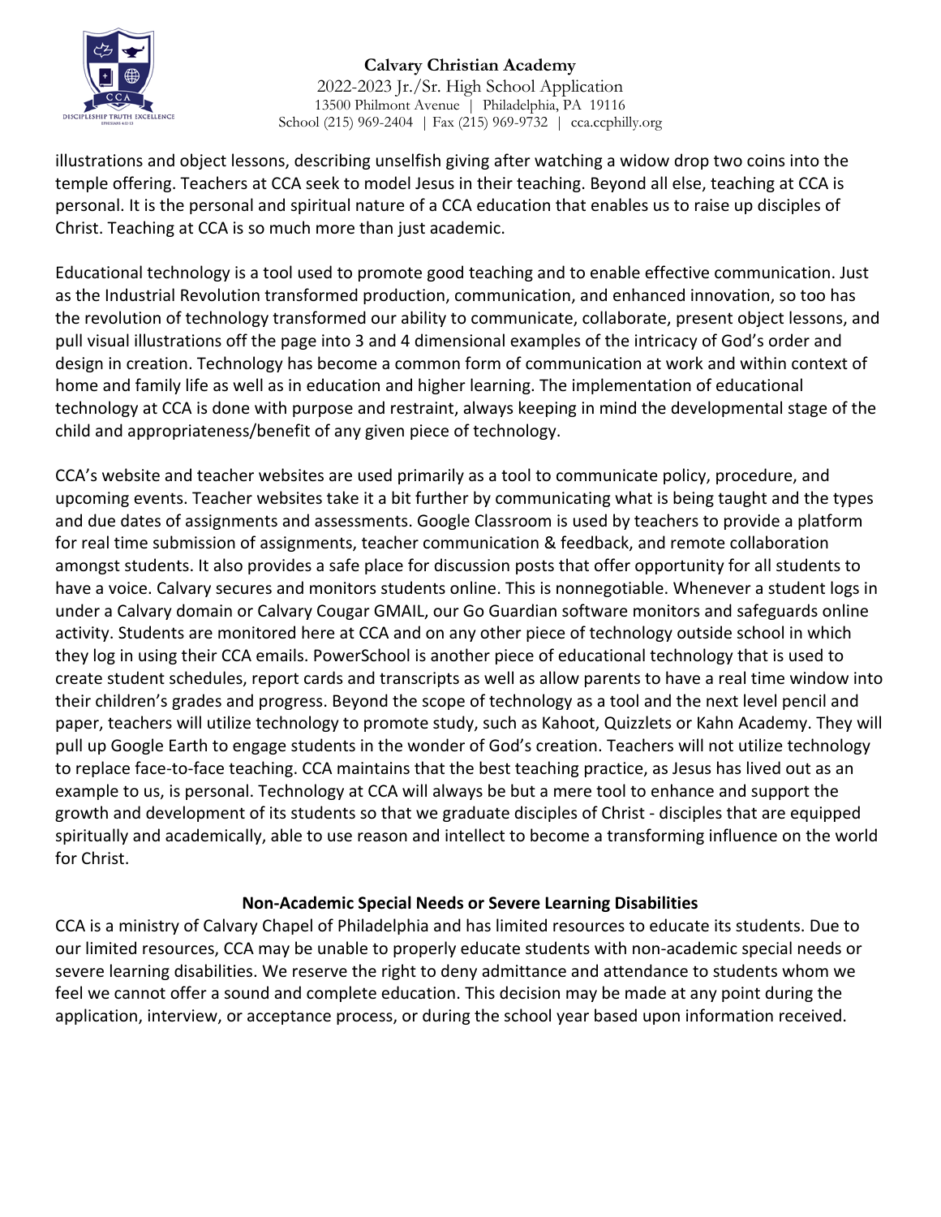illustrations and object lessons, describing unselfish giving after watching a widow drop two coins into the temple offering. Teachers at CCA seek to model Jesus in their teaching. Beyond all else, teaching at CCA is personal. It is the personal and spiritual nature of a CCA education that enables us to raise up disciples of Christ. Teaching at CCA is so much more than just academic.

Educational technology is a tool used to promote good teaching and to enable effective communication. Just as the Industrial Revolution transformed production, communication, and enhanced innovation, so too has the revolution of technology transformed our ability to communicate, collaborate, present object lessons, and pull visual illustrations off the page into 3 and 4 dimensional examples of the intricacy of God's order and design in creation. Technology has become a common form of communication at work and within context of home and family life as well as in education and higher learning. The implementation of educational technology at CCA is done with purpose and restraint, always keeping in mind the developmental stage of the child and appropriateness/benefit of any given piece of technology.

CCA's website and teacher websites are used primarily as a tool to communicate policy, procedure, and upcoming events. Teacher websites take it a bit further by communicating what is being taught and the types and due dates of assignments and assessments. Google Classroom is used by teachers to provide a platform for real time submission of assignments, teacher communication & feedback, and remote collaboration amongst students. It also provides a safe place for discussion posts that offer opportunity for all students to have a voice. Calvary secures and monitors students online. This is nonnegotiable. Whenever a student logs in under a Calvary domain or Calvary Cougar GMAIL, our Go Guardian software monitors and safeguards online activity. Students are monitored here at CCA and on any other piece of technology outside school in which they log in using their CCA emails. PowerSchool is another piece of educational technology that is used to create student schedules, report cards and transcripts as well as allow parents to have a real time window into their children's grades and progress. Beyond the scope of technology as a tool and the next level pencil and paper, teachers will utilize technology to promote study, such as Kahoot, Quizzlets or Kahn Academy. They will pull up Google Earth to engage students in the wonder of God's creation. Teachers will not utilize technology to replace face-to-face teaching. CCA maintains that the best teaching practice, as Jesus has lived out as an example to us, is personal. Technology at CCA will always be but a mere tool to enhance and support the growth and development of its students so that we graduate disciples of Christ - disciples that are equipped spiritually and academically, able to use reason and intellect to become a transforming influence on the world for Christ.

## Non-Academic Special Needs or Severe Learning Disabilities

CCA is a ministry of Calvary Chapel of Philadelphia and has limited resources to educate its students. Due to our limited resources, CCA may be unable to properly educate students with non-academic special needs or severe learning disabilities. We reserve the right to deny admittance and attendance to students whom we feel we cannot offer a sound and complete education. This decision may be made at any point during the application, interview, or acceptance process, or during the school year based upon information received.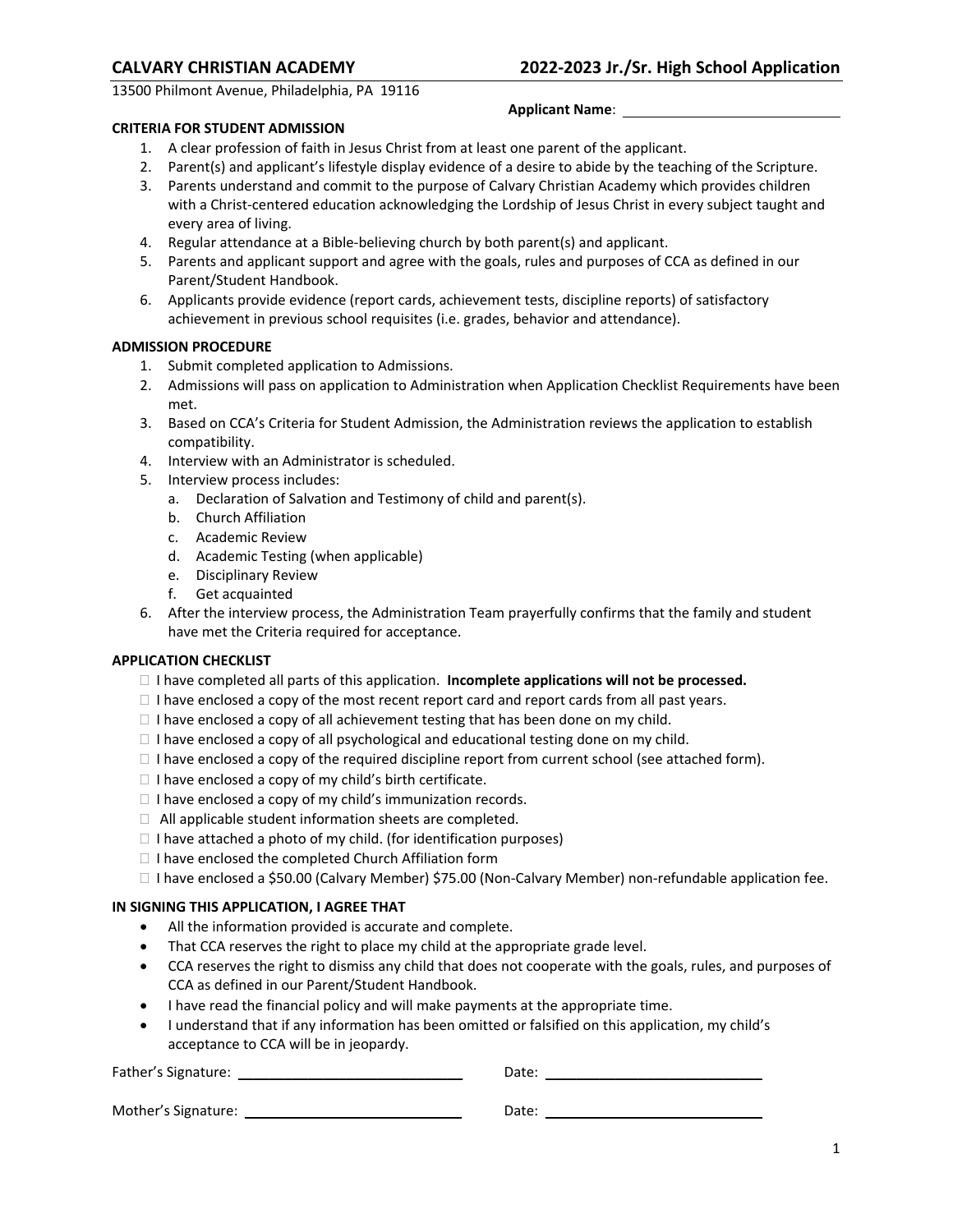**CALVARY CHRISTIAN ACADEMY** **2022-2023 Jr./Sr. High School Application**

13500 Philmont Avenue, Philadelphia, PA 19116

**Applicant Name**: ______________________________

**CRITERIA FOR STUDENT ADMISSION**

1. A clear profession of faith in Jesus Christ from at least one parent of the applicant.
2. Parent(s) and applicant's lifestyle display evidence of a desire to abide by the teaching of the Scripture.
3. Parents understand and commit to the purpose of Calvary Christian Academy which provides children with a Christ-centered education acknowledging the Lordship of Jesus Christ in every subject taught and every area of living.
4. Regular attendance at a Bible-believing church by both parent(s) and applicant.
5. Parents and applicant support and agree with the goals, rules and purposes of CCA as defined in our Parent/Student Handbook.
6. Applicants provide evidence (report cards, achievement tests, discipline reports) of satisfactory achievement in previous school requisites (i.e. grades, behavior and attendance).

**ADMISSION PROCEDURE**

1. Submit completed application to Admissions.
2. Admissions will pass on application to Administration when Application Checklist Requirements have been met.
3. Based on CCA's Criteria for Student Admission, the Administration reviews the application to establish compatibility.
4. Interview with an Administrator is scheduled.
5. Interview process includes:
   a. Declaration of Salvation and Testimony of child and parent(s).
   b. Church Affiliation
   c. Academic Review
   d. Academic Testing (when applicable)
   e. Disciplinary Review
   f. Get acquainted
6. After the interview process, the Administration Team prayerfully confirms that the family and student have met the Criteria required for acceptance.

**APPLICATION CHECKLIST**

- ☐ I have completed all parts of this application. **Incomplete applications will not be processed.**
- ☐ I have enclosed a copy of the most recent report card and report cards from all past years.
- ☐ I have enclosed a copy of all achievement testing that has been done on my child.
- ☐ I have enclosed a copy of all psychological and educational testing done on my child.
- ☐ I have enclosed a copy of the required discipline report from current school (see attached form).
- ☐ I have enclosed a copy of my child's birth certificate.
- ☐ I have enclosed a copy of my child's immunization records.
- ☐ All applicable student information sheets are completed.
- ☐ I have attached a photo of my child. (for identification purposes)
- ☐ I have enclosed the completed Church Affiliation form
- ☐ I have enclosed a $50.00 (Calvary Member) $75.00 (Non-Calvary Member) non-refundable application fee.

**IN SIGNING THIS APPLICATION, I AGREE THAT**

- All the information provided is accurate and complete.
- That CCA reserves the right to place my child at the appropriate grade level.
- CCA reserves the right to dismiss any child that does not cooperate with the goals, rules, and purposes of CCA as defined in our Parent/Student Handbook.
- I have read the financial policy and will make payments at the appropriate time.
- I understand that if any information has been omitted or falsified on this application, my child's acceptance to CCA will be in jeopardy.

Father's Signature: ______________________________ Date: ______________________________

Mother's Signature: ______________________________ Date: ______________________________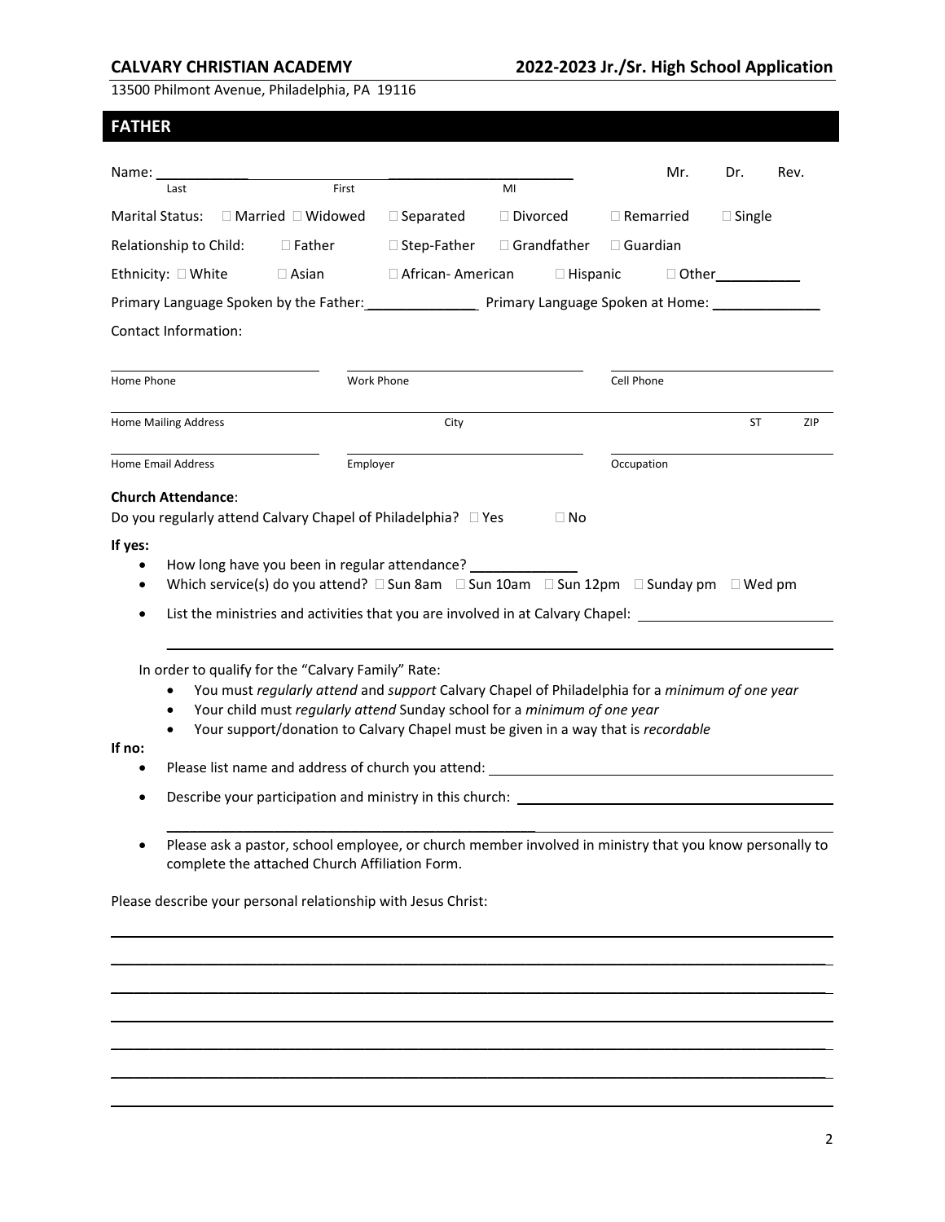**CALVARY CHRISTIAN ACADEMY** **2022-2023 Jr./Sr. High School Application**

13500 Philmont Avenue, Philadelphia, PA 19116

## FATHER

Name: ____________________________________________ Mr. Dr. Rev.

Last First MI

Marital Status: ☐ Married ☐ Widowed ☐ Separated ☐ Divorced ☐ Remarried ☐ Single

Relationship to Child: ☐ Father ☐ Step-Father ☐ Grandfather ☐ Guardian

Ethnicity: ☐ White ☐ Asian ☐ African- American ☐ Hispanic ☐ Other___________

Primary Language Spoken by the Father:______________ Primary Language Spoken at Home: ______________

Contact Information:

Home Phone ____________ Work Phone ____________ Cell Phone ____________

Home Mailing Address ____________ City ____________ ST ____ ZIP ____

Home Email Address ____________ Employer ____________ Occupation ____________

**Church Attendance**:

Do you regularly attend Calvary Chapel of Philadelphia? ☐ Yes ☐ No

**If yes:**

- How long have you been in regular attendance? _____________
- Which service(s) do you attend? ☐ Sun 8am ☐ Sun 10am ☐ Sun 12pm ☐ Sunday pm ☐ Wed pm
- List the ministries and activities that you are involved in at Calvary Chapel: ________________________

In order to qualify for the "Calvary Family" Rate:

- You must *regularly attend* and *support* Calvary Chapel of Philadelphia for a *minimum of one year*
- Your child must *regularly attend* Sunday school for a *minimum of one year*
- Your support/donation to Calvary Chapel must be given in a way that is *recordable*

**If no:**

- Please list name and address of church you attend: ________________________
- Describe your participation and ministry in this church: ________________________
- Please ask a pastor, school employee, or church member involved in ministry that you know personally to complete the attached Church Affiliation Form.

Please describe your personal relationship with Jesus Christ:

________________________________________________________________________

________________________________________________________________________

________________________________________________________________________

________________________________________________________________________

________________________________________________________________________

________________________________________________________________________

________________________________________________________________________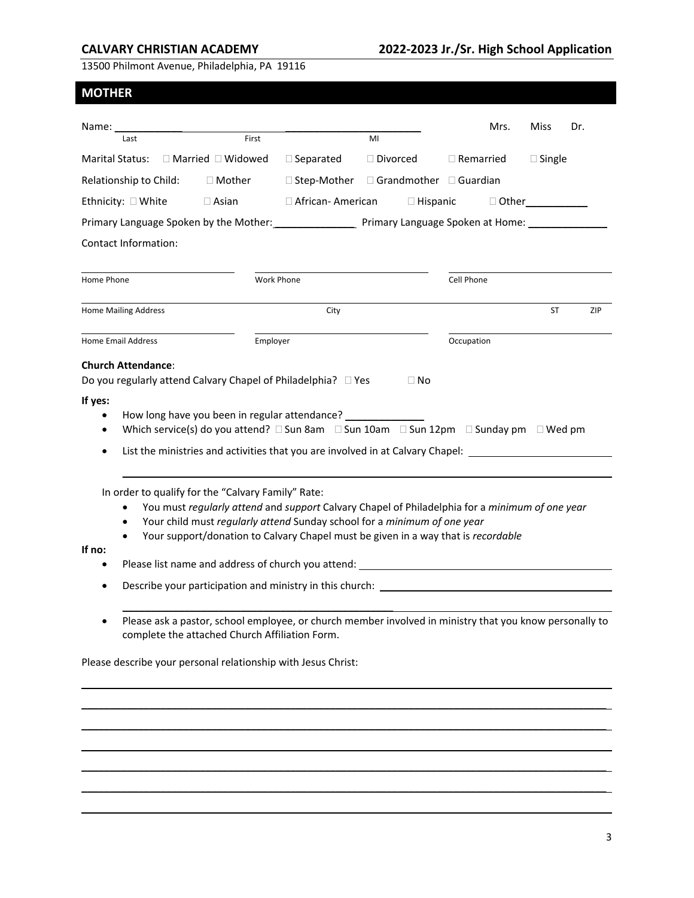## MOTHER

Name: ____________ ____________ ____________ Mrs. Miss Dr.

Last First MI

Marital Status: ☐ Married ☐ Widowed ☐ Separated ☐ Divorced ☐ Remarried ☐ Single

Relationship to Child: ☐ Mother ☐ Step-Mother ☐ Grandmother ☐ Guardian

Ethnicity: ☐ White ☐ Asian ☐ African- American ☐ Hispanic ☐ Other___________

Primary Language Spoken by the Mother: ______________ Primary Language Spoken at Home: ______________

Contact Information:

____________________ ____________________ ____________________

Home Phone Work Phone Cell Phone

____________________________________________________________

Home Mailing Address City ST ZIP

____________________ ____________________ ____________________

Home Email Address Employer Occupation

**Church Attendance**:

Do you regularly attend Calvary Chapel of Philadelphia? ☐ Yes ☐ No

**If yes:**

- How long have you been in regular attendance? ______________
- Which service(s) do you attend? ☐ Sun 8am ☐ Sun 10am ☐ Sun 12pm ☐ Sunday pm ☐ Wed pm
- List the ministries and activities that you are involved in at Calvary Chapel: ____________________

  ____________________________________________________________

In order to qualify for the "Calvary Family" Rate:

- You must *regularly attend* and *support* Calvary Chapel of Philadelphia for a *minimum of one year*
- Your child must *regularly attend* Sunday school for a *minimum of one year*
- Your support/donation to Calvary Chapel must be given in a way that is *recordable*

**If no:**

- Please list name and address of church you attend: ____________________
- Describe your participation and ministry in this church: ____________________

  ____________________________________________________________

- Please ask a pastor, school employee, or church member involved in ministry that you know personally to complete the attached Church Affiliation Form.

Please describe your personal relationship with Jesus Christ:

____________________________________________________________

____________________________________________________________

____________________________________________________________

____________________________________________________________

____________________________________________________________

____________________________________________________________

____________________________________________________________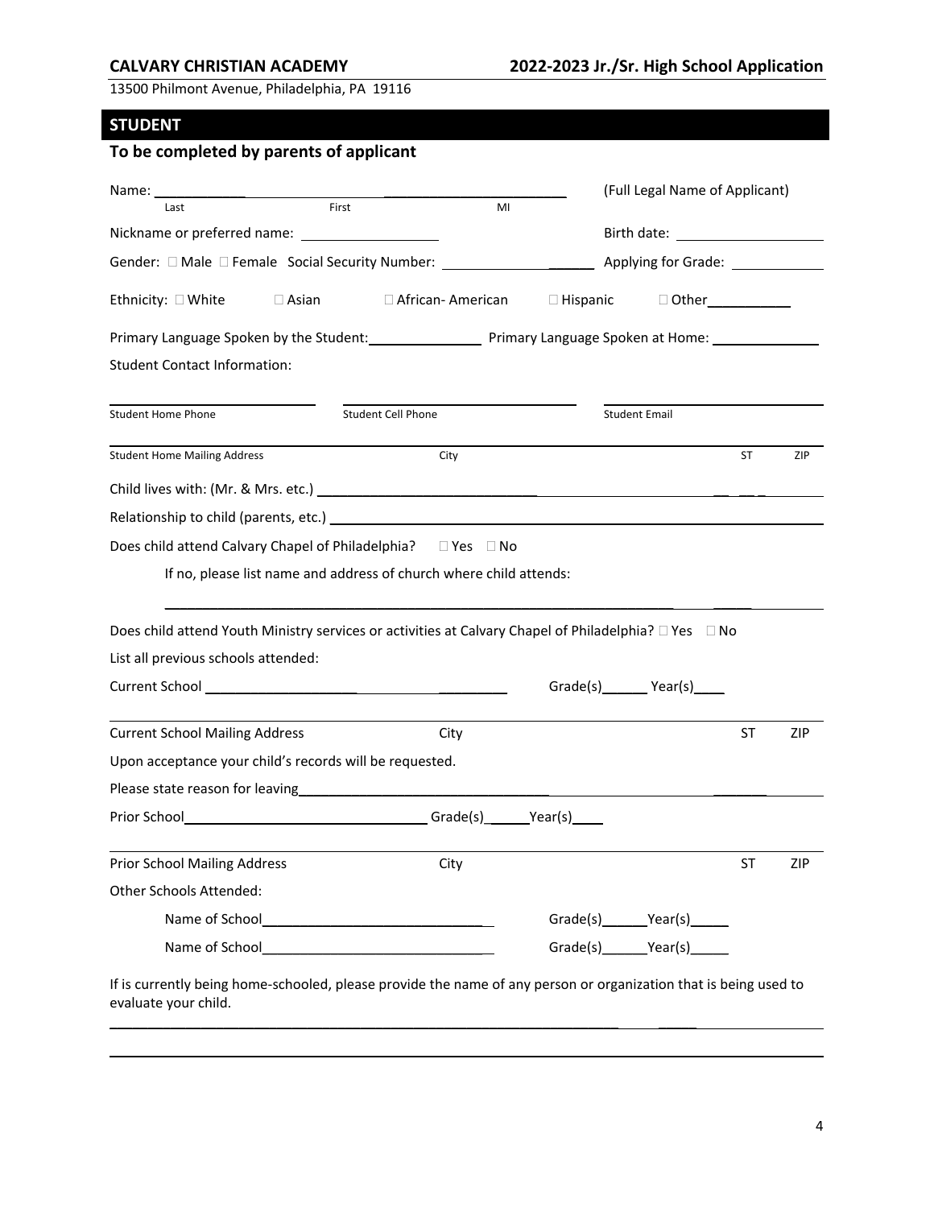**CALVARY CHRISTIAN ACADEMY** **2022-2023 Jr./Sr. High School Application**

13500 Philmont Avenue, Philadelphia, PA 19116

## STUDENT

### To be completed by parents of applicant

Name: ______________ ______________ ______________ (Full Legal Name of Applicant)
Last First MI

Nickname or preferred name: ______________ Birth date: ______________

Gender: ☐ Male ☐ Female Social Security Number: ______________ Applying for Grade: ______________

Ethnicity: ☐ White ☐ Asian ☐ African- American ☐ Hispanic ☐ Other__________

Primary Language Spoken by the Student:______________ Primary Language Spoken at Home: ______________

Student Contact Information:

______________ ______________ ______________
Student Home Phone Student Cell Phone Student Email

______________________________________________
Student Home Mailing Address City ST ZIP

Child lives with: (Mr. & Mrs. etc.) ______________________________

Relationship to child (parents, etc.) ______________________________

Does child attend Calvary Chapel of Philadelphia? ☐ Yes ☐ No

If no, please list name and address of church where child attends:

______________________________________________

Does child attend Youth Ministry services or activities at Calvary Chapel of Philadelphia? ☐ Yes ☐ No

List all previous schools attended:

Current School ______________________ Grade(s)______ Year(s)____

______________________________________________
Current School Mailing Address City ST ZIP

Upon acceptance your child's records will be requested.

Please state reason for leaving______________________________

Prior School______________________ Grade(s)______Year(s)____

______________________________________________
Prior School Mailing Address City ST ZIP

Other Schools Attended:

Name of School______________________ Grade(s)______Year(s)_____

Name of School______________________ Grade(s)______Year(s)_____

If is currently being home-schooled, please provide the name of any person or organization that is being used to evaluate your child.

______________________________________________

______________________________________________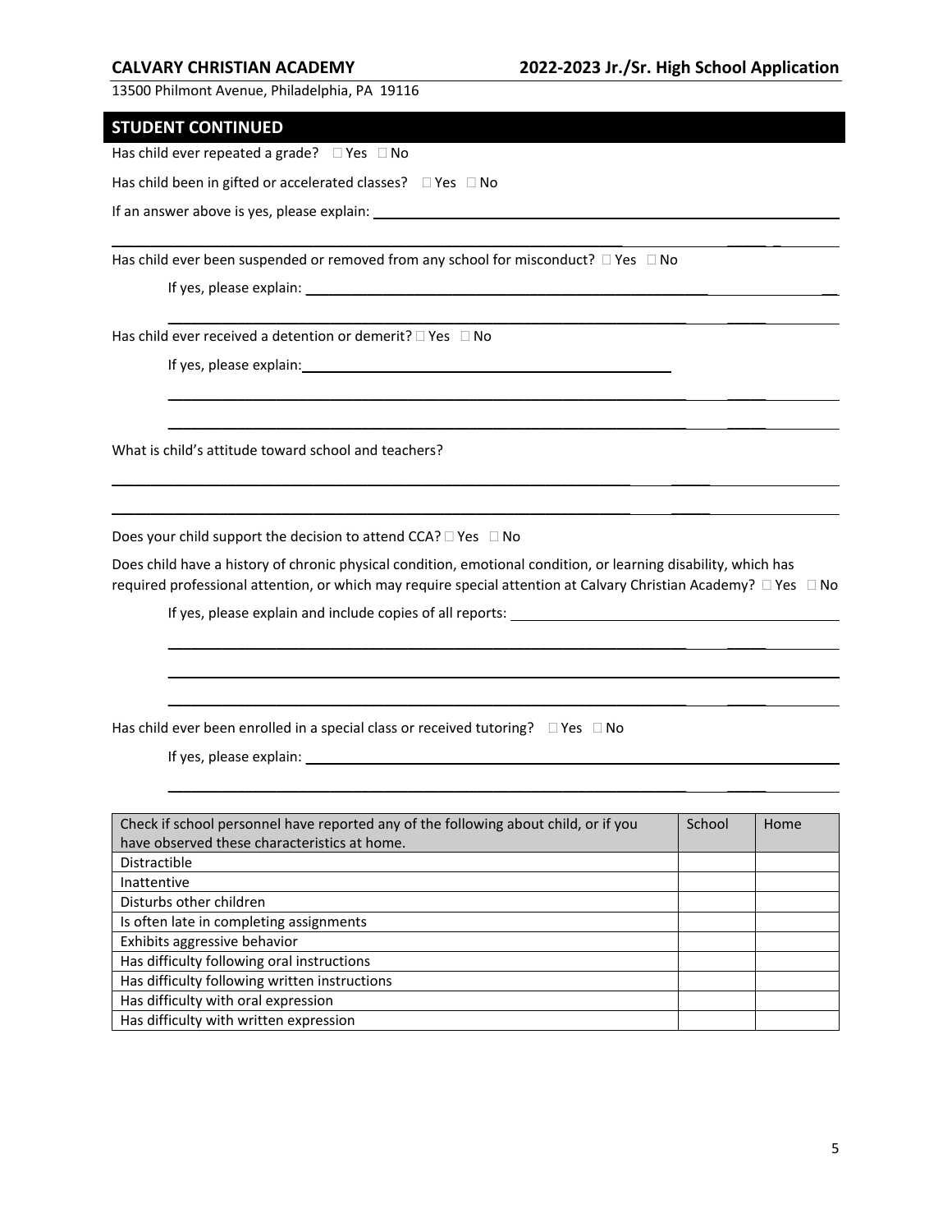## STUDENT CONTINUED

Has child ever repeated a grade? ☐ Yes ☐ No

Has child been in gifted or accelerated classes? ☐ Yes ☐ No

If an answer above is yes, please explain: ____________________________________________

____________________________________________________________________________

Has child ever been suspended or removed from any school for misconduct? ☐ Yes ☐ No

If yes, please explain: ____________________________________________________

____________________________________________________________________________

Has child ever received a detention or demerit? ☐ Yes ☐ No

If yes, please explain: ____________________________________________

____________________________________________________________________________

____________________________________________________________________________

What is child's attitude toward school and teachers?

____________________________________________________________________________

____________________________________________________________________________

Does your child support the decision to attend CCA? ☐ Yes ☐ No

Does child have a history of chronic physical condition, emotional condition, or learning disability, which has required professional attention, or which may require special attention at Calvary Christian Academy? ☐ Yes ☐ No

If yes, please explain and include copies of all reports: ______________________________

____________________________________________________________________________

____________________________________________________________________________

____________________________________________________________________________

Has child ever been enrolled in a special class or received tutoring? ☐ Yes ☐ No

If yes, please explain: ____________________________________________________

____________________________________________________________________________

| Check if school personnel have reported any of the following about child, or if you have observed these characteristics at home. | School | Home |
| --- | --- | --- |
| Distractible | | |
| Inattentive | | |
| Disturbs other children | | |
| Is often late in completing assignments | | |
| Exhibits aggressive behavior | | |
| Has difficulty following oral instructions | | |
| Has difficulty following written instructions | | |
| Has difficulty with oral expression | | |
| Has difficulty with written expression | | |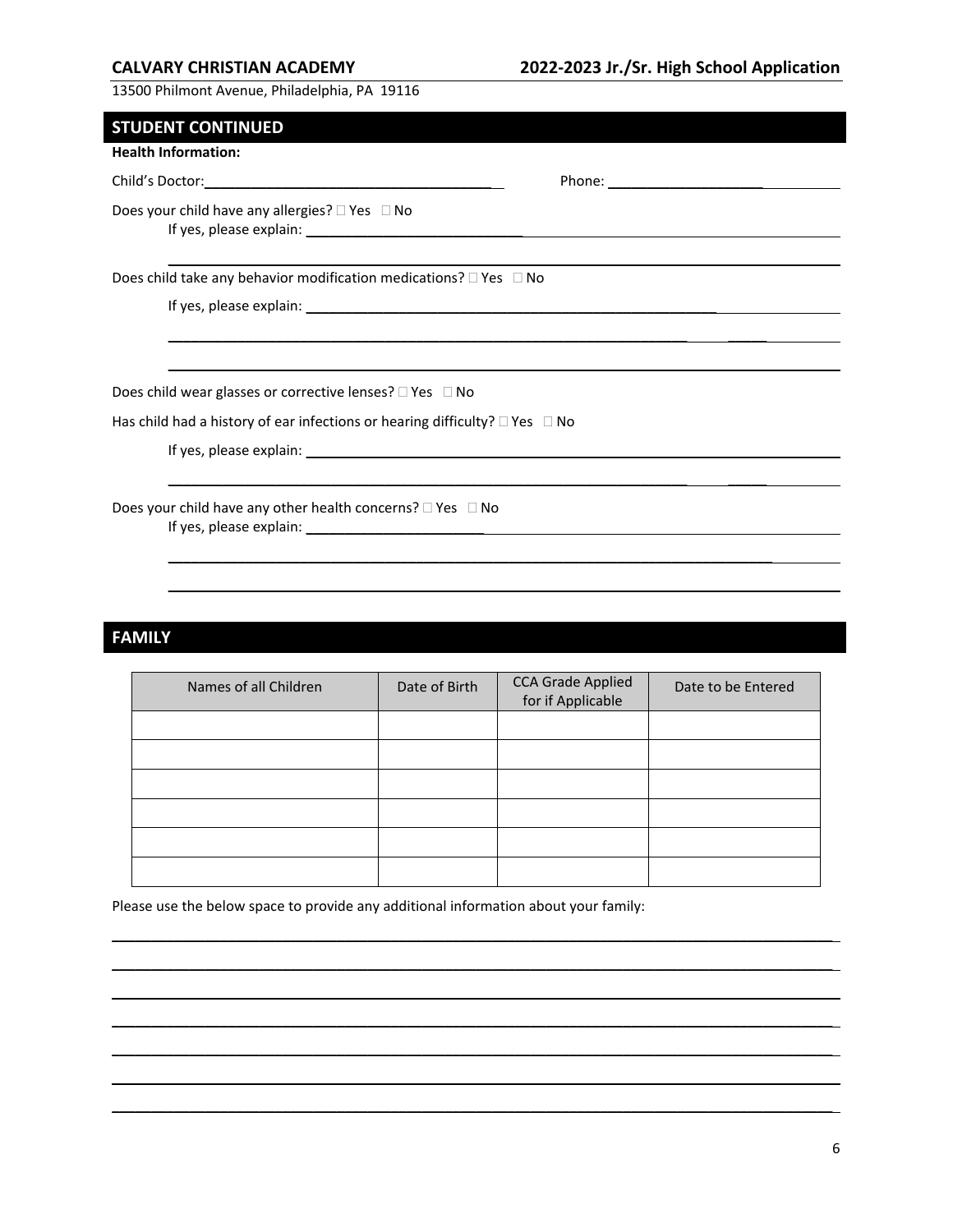**CALVARY CHRISTIAN ACADEMY** **2022-2023 Jr./Sr. High School Application**

13500 Philmont Avenue, Philadelphia, PA 19116

## STUDENT CONTINUED

**Health Information:**

Child's Doctor:\_\_\_\_\_\_\_\_\_\_\_\_\_\_\_\_\_\_\_\_\_\_\_\_\_\_\_\_\_\_\_\_\_\_\_\_ Phone: \_\_\_\_\_\_\_\_\_\_\_\_\_\_\_\_\_\_\_\_\_\_\_\_\_\_\_\_

Does your child have any allergies? ☐ Yes ☐ No
If yes, please explain: \_\_\_\_\_\_\_\_\_\_\_\_\_\_\_\_\_\_\_\_\_\_\_\_\_\_\_\_\_\_\_\_\_\_\_\_\_\_\_\_\_\_\_\_\_\_\_\_\_\_\_\_\_\_\_\_

\_\_\_\_\_\_\_\_\_\_\_\_\_\_\_\_\_\_\_\_\_\_\_\_\_\_\_\_\_\_\_\_\_\_\_\_\_\_\_\_\_\_\_\_\_\_\_\_\_\_\_\_\_\_\_\_\_\_\_\_\_\_\_\_\_\_\_\_\_\_\_\_\_\_\_\_

Does child take any behavior modification medications? ☐ Yes ☐ No

If yes, please explain: \_\_\_\_\_\_\_\_\_\_\_\_\_\_\_\_\_\_\_\_\_\_\_\_\_\_\_\_\_\_\_\_\_\_\_\_\_\_\_\_\_\_\_\_\_\_\_\_\_\_\_\_\_\_\_\_

\_\_\_\_\_\_\_\_\_\_\_\_\_\_\_\_\_\_\_\_\_\_\_\_\_\_\_\_\_\_\_\_\_\_\_\_\_\_\_\_\_\_\_\_\_\_\_\_\_\_\_\_\_\_\_\_\_\_\_\_\_\_\_\_\_\_\_\_\_\_\_\_\_\_\_\_

\_\_\_\_\_\_\_\_\_\_\_\_\_\_\_\_\_\_\_\_\_\_\_\_\_\_\_\_\_\_\_\_\_\_\_\_\_\_\_\_\_\_\_\_\_\_\_\_\_\_\_\_\_\_\_\_\_\_\_\_\_\_\_\_\_\_\_\_\_\_\_\_\_\_\_\_

Does child wear glasses or corrective lenses? ☐ Yes ☐ No

Has child had a history of ear infections or hearing difficulty? ☐ Yes ☐ No

If yes, please explain: \_\_\_\_\_\_\_\_\_\_\_\_\_\_\_\_\_\_\_\_\_\_\_\_\_\_\_\_\_\_\_\_\_\_\_\_\_\_\_\_\_\_\_\_\_\_\_\_\_\_\_\_\_\_\_\_

\_\_\_\_\_\_\_\_\_\_\_\_\_\_\_\_\_\_\_\_\_\_\_\_\_\_\_\_\_\_\_\_\_\_\_\_\_\_\_\_\_\_\_\_\_\_\_\_\_\_\_\_\_\_\_\_\_\_\_\_\_\_\_\_\_\_\_\_\_\_\_\_\_\_\_\_

Does your child have any other health concerns? ☐ Yes ☐ No
If yes, please explain: \_\_\_\_\_\_\_\_\_\_\_\_\_\_\_\_\_\_\_\_\_\_\_\_\_\_\_\_\_\_\_\_\_\_\_\_\_\_\_\_\_\_\_\_\_\_\_\_\_\_\_\_\_\_\_\_

\_\_\_\_\_\_\_\_\_\_\_\_\_\_\_\_\_\_\_\_\_\_\_\_\_\_\_\_\_\_\_\_\_\_\_\_\_\_\_\_\_\_\_\_\_\_\_\_\_\_\_\_\_\_\_\_\_\_\_\_\_\_\_\_\_\_\_\_\_\_\_\_\_\_\_\_

\_\_\_\_\_\_\_\_\_\_\_\_\_\_\_\_\_\_\_\_\_\_\_\_\_\_\_\_\_\_\_\_\_\_\_\_\_\_\_\_\_\_\_\_\_\_\_\_\_\_\_\_\_\_\_\_\_\_\_\_\_\_\_\_\_\_\_\_\_\_\_\_\_\_\_\_

## FAMILY

| Names of all Children | Date of Birth | CCA Grade Applied for if Applicable | Date to be Entered |
|---|---|---|---|
| | | | |
| | | | |
| | | | |
| | | | |
| | | | |
| | | | |

Please use the below space to provide any additional information about your family:

\_\_\_\_\_\_\_\_\_\_\_\_\_\_\_\_\_\_\_\_\_\_\_\_\_\_\_\_\_\_\_\_\_\_\_\_\_\_\_\_\_\_\_\_\_\_\_\_\_\_\_\_\_\_\_\_\_\_\_\_\_\_\_\_\_\_\_\_\_\_\_\_\_\_\_\_

\_\_\_\_\_\_\_\_\_\_\_\_\_\_\_\_\_\_\_\_\_\_\_\_\_\_\_\_\_\_\_\_\_\_\_\_\_\_\_\_\_\_\_\_\_\_\_\_\_\_\_\_\_\_\_\_\_\_\_\_\_\_\_\_\_\_\_\_\_\_\_\_\_\_\_\_

\_\_\_\_\_\_\_\_\_\_\_\_\_\_\_\_\_\_\_\_\_\_\_\_\_\_\_\_\_\_\_\_\_\_\_\_\_\_\_\_\_\_\_\_\_\_\_\_\_\_\_\_\_\_\_\_\_\_\_\_\_\_\_\_\_\_\_\_\_\_\_\_\_\_\_\_

\_\_\_\_\_\_\_\_\_\_\_\_\_\_\_\_\_\_\_\_\_\_\_\_\_\_\_\_\_\_\_\_\_\_\_\_\_\_\_\_\_\_\_\_\_\_\_\_\_\_\_\_\_\_\_\_\_\_\_\_\_\_\_\_\_\_\_\_\_\_\_\_\_\_\_\_

\_\_\_\_\_\_\_\_\_\_\_\_\_\_\_\_\_\_\_\_\_\_\_\_\_\_\_\_\_\_\_\_\_\_\_\_\_\_\_\_\_\_\_\_\_\_\_\_\_\_\_\_\_\_\_\_\_\_\_\_\_\_\_\_\_\_\_\_\_\_\_\_\_\_\_\_

\_\_\_\_\_\_\_\_\_\_\_\_\_\_\_\_\_\_\_\_\_\_\_\_\_\_\_\_\_\_\_\_\_\_\_\_\_\_\_\_\_\_\_\_\_\_\_\_\_\_\_\_\_\_\_\_\_\_\_\_\_\_\_\_\_\_\_\_\_\_\_\_\_\_\_\_

\_\_\_\_\_\_\_\_\_\_\_\_\_\_\_\_\_\_\_\_\_\_\_\_\_\_\_\_\_\_\_\_\_\_\_\_\_\_\_\_\_\_\_\_\_\_\_\_\_\_\_\_\_\_\_\_\_\_\_\_\_\_\_\_\_\_\_\_\_\_\_\_\_\_\_\_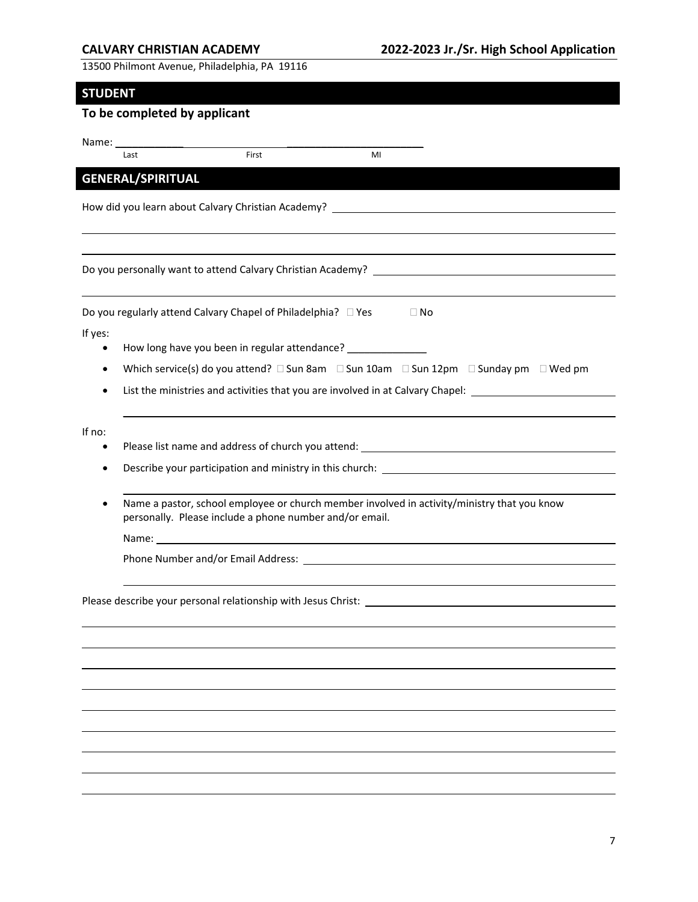**CALVARY CHRISTIAN ACADEMY** **2022-2023 Jr./Sr. High School Application**

13500 Philmont Avenue, Philadelphia, PA 19116

## STUDENT

### To be completed by applicant

Name: ______________________________________________
Last First MI

## GENERAL/SPIRITUAL

How did you learn about Calvary Christian Academy? ____________________________________________

Do you personally want to attend Calvary Christian Academy? ____________________________________________

Do you regularly attend Calvary Chapel of Philadelphia? ☐ Yes ☐ No

If yes:

- How long have you been in regular attendance? ______________
- Which service(s) do you attend? ☐ Sun 8am ☐ Sun 10am ☐ Sun 12pm ☐ Sunday pm ☐ Wed pm
- List the ministries and activities that you are involved in at Calvary Chapel: ________________________

If no:

- Please list name and address of church you attend: ____________________________________________
- Describe your participation and ministry in this church: ____________________________________________
- Name a pastor, school employee or church member involved in activity/ministry that you know personally. Please include a phone number and/or email.

  Name: ____________________________________________

  Phone Number and/or Email Address: ____________________________________________

Please describe your personal relationship with Jesus Christ: ____________________________________________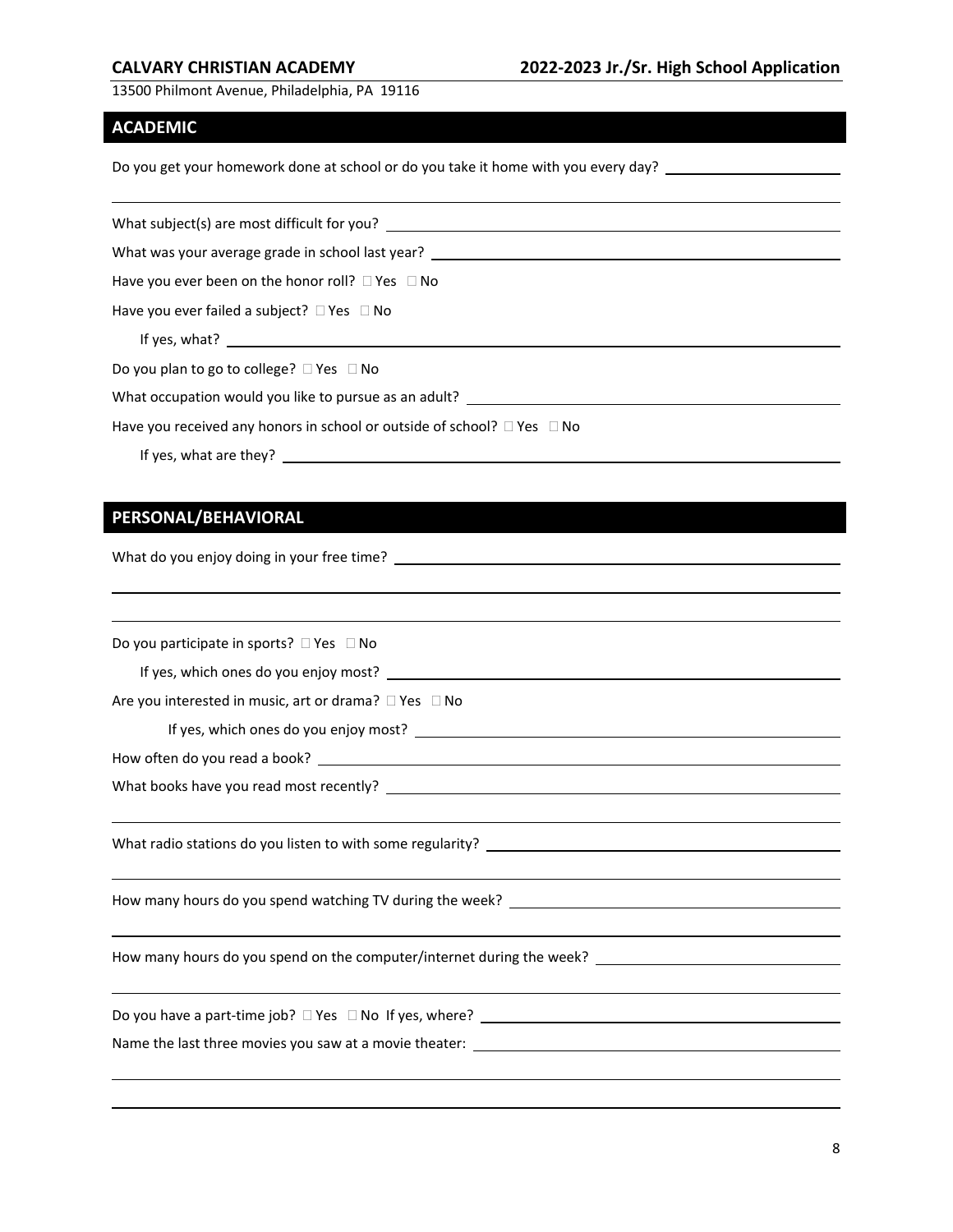## ACADEMIC

Do you get your homework done at school or do you take it home with you every day? ______________________

______________________________________________________________________________

What subject(s) are most difficult for you? ______________________________________________

What was your average grade in school last year? __________________________________________

Have you ever been on the honor roll? ☐ Yes ☐ No

Have you ever failed a subject? ☐ Yes ☐ No

If yes, what? __________________________________________________________________

Do you plan to go to college? ☐ Yes ☐ No

What occupation would you like to pursue as an adult? ______________________________________

Have you received any honors in school or outside of school? ☐ Yes ☐ No

If yes, what are they? ____________________________________________________________

## PERSONAL/BEHAVIORAL

What do you enjoy doing in your free time? ________________________________________________

______________________________________________________________________________

______________________________________________________________________________

Do you participate in sports? ☐ Yes ☐ No

If yes, which ones do you enjoy most? __________________________________________________

Are you interested in music, art or drama? ☐ Yes ☐ No

If yes, which ones do you enjoy most? ______________________________________________

How often do you read a book? _________________________________________________________

What books have you read most recently? _________________________________________________

______________________________________________________________________________

What radio stations do you listen to with some regularity? ___________________________________

______________________________________________________________________________

How many hours do you spend watching TV during the week? __________________________________

______________________________________________________________________________

How many hours do you spend on the computer/internet during the week? ________________________

______________________________________________________________________________

Do you have a part-time job? ☐ Yes ☐ No If yes, where? ___________________________________

Name the last three movies you saw at a movie theater: ______________________________________

______________________________________________________________________________

______________________________________________________________________________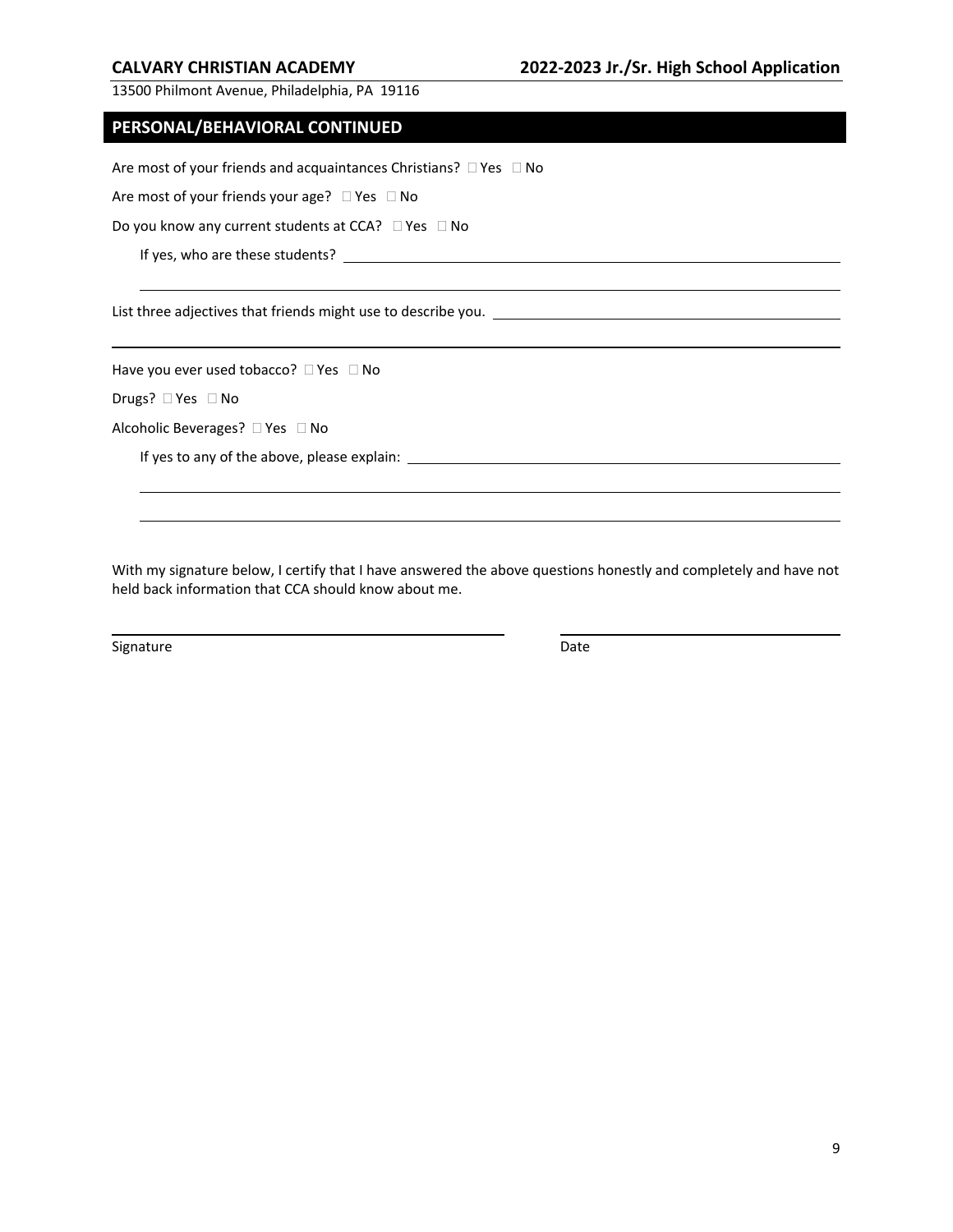## PERSONAL/BEHAVIORAL CONTINUED

Are most of your friends and acquaintances Christians? ☐ Yes ☐ No

Are most of your friends your age? ☐ Yes ☐ No

Do you know any current students at CCA? ☐ Yes ☐ No

If yes, who are these students? ______________________________

______________________________

List three adjectives that friends might use to describe you. ______________________________

______________________________

Have you ever used tobacco? ☐ Yes ☐ No

Drugs? ☐ Yes ☐ No

Alcoholic Beverages? ☐ Yes ☐ No

If yes to any of the above, please explain: ______________________________

______________________________

______________________________

With my signature below, I certify that I have answered the above questions honestly and completely and have not held back information that CCA should know about me.

______________________________ ______________________________

Signature Date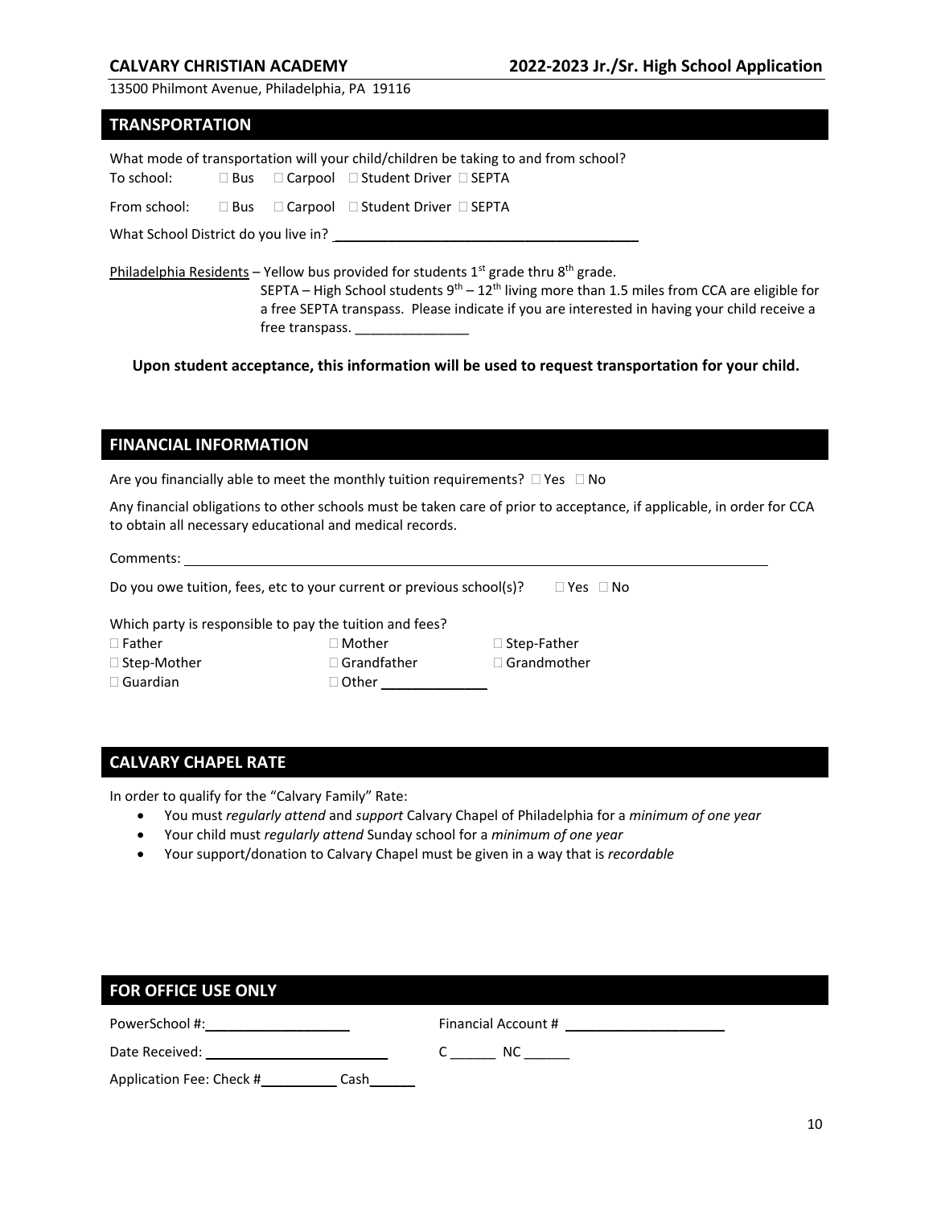**CALVARY CHRISTIAN ACADEMY** **2022-2023 Jr./Sr. High School Application**

13500 Philmont Avenue, Philadelphia, PA 19116

## TRANSPORTATION

What mode of transportation will your child/children be taking to and from school?

To school: ☐ Bus ☐ Carpool ☐ Student Driver ☐ SEPTA

From school: ☐ Bus ☐ Carpool ☐ Student Driver ☐ SEPTA

What School District do you live in? ________________________________________

Philadelphia Residents – Yellow bus provided for students 1st grade thru 8th grade.
SEPTA – High School students 9th – 12th living more than 1.5 miles from CCA are eligible for a free SEPTA transpass. Please indicate if you are interested in having your child receive a free transpass. _______________

**Upon student acceptance, this information will be used to request transportation for your child.**

## FINANCIAL INFORMATION

Are you financially able to meet the monthly tuition requirements? ☐ Yes ☐ No

Any financial obligations to other schools must be taken care of prior to acceptance, if applicable, in order for CCA to obtain all necessary educational and medical records.

Comments: ________________________________________________________________

Do you owe tuition, fees, etc to your current or previous school(s)? ☐ Yes ☐ No

Which party is responsible to pay the tuition and fees?

☐ Father ☐ Mother ☐ Step-Father
☐ Step-Mother ☐ Grandfather ☐ Grandmother
☐ Guardian ☐ Other _____________

## CALVARY CHAPEL RATE

In order to qualify for the "Calvary Family" Rate:

- You must *regularly attend* and *support* Calvary Chapel of Philadelphia for a *minimum of one year*
- Your child must *regularly attend* Sunday school for a *minimum of one year*
- Your support/donation to Calvary Chapel must be given in a way that is *recordable*

## FOR OFFICE USE ONLY

PowerSchool #: ___________________ Financial Account # _____________________

Date Received: ________________________ C ______ NC ______

Application Fee: Check # __________ Cash ______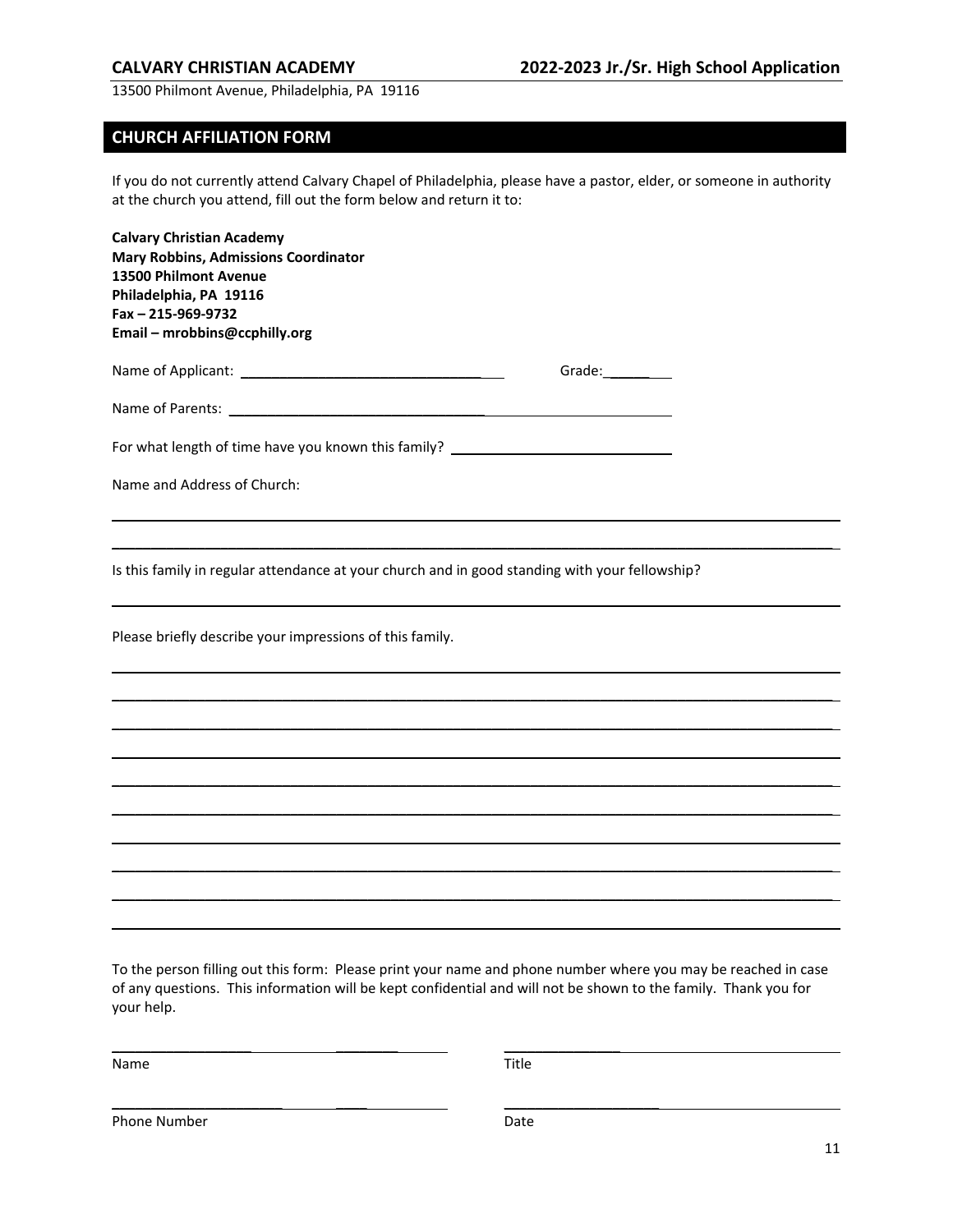**CALVARY CHRISTIAN ACADEMY** **2022-2023 Jr./Sr. High School Application**

13500 Philmont Avenue, Philadelphia, PA 19116

## CHURCH AFFILIATION FORM

If you do not currently attend Calvary Chapel of Philadelphia, please have a pastor, elder, or someone in authority at the church you attend, fill out the form below and return it to:

**Calvary Christian Academy**
**Mary Robbins, Admissions Coordinator**
**13500 Philmont Avenue**
**Philadelphia, PA 19116**
**Fax – 215-969-9732**
**Email – mrobbins@ccphilly.org**

Name of Applicant: ________________________________ Grade:________

Name of Parents: ____________________________________________________

For what length of time have you known this family? ____________________________

Name and Address of Church:

______________________________________________________________________________

______________________________________________________________________________

Is this family in regular attendance at your church and in good standing with your fellowship?

______________________________________________________________________________

Please briefly describe your impressions of this family.

______________________________________________________________________________

______________________________________________________________________________

______________________________________________________________________________

______________________________________________________________________________

______________________________________________________________________________

______________________________________________________________________________

______________________________________________________________________________

______________________________________________________________________________

______________________________________________________________________________

______________________________________________________________________________

To the person filling out this form: Please print your name and phone number where you may be reached in case of any questions. This information will be kept confidential and will not be shown to the family. Thank you for your help.

______________________________ ______________________________
Name Title

______________________________ ______________________________
Phone Number Date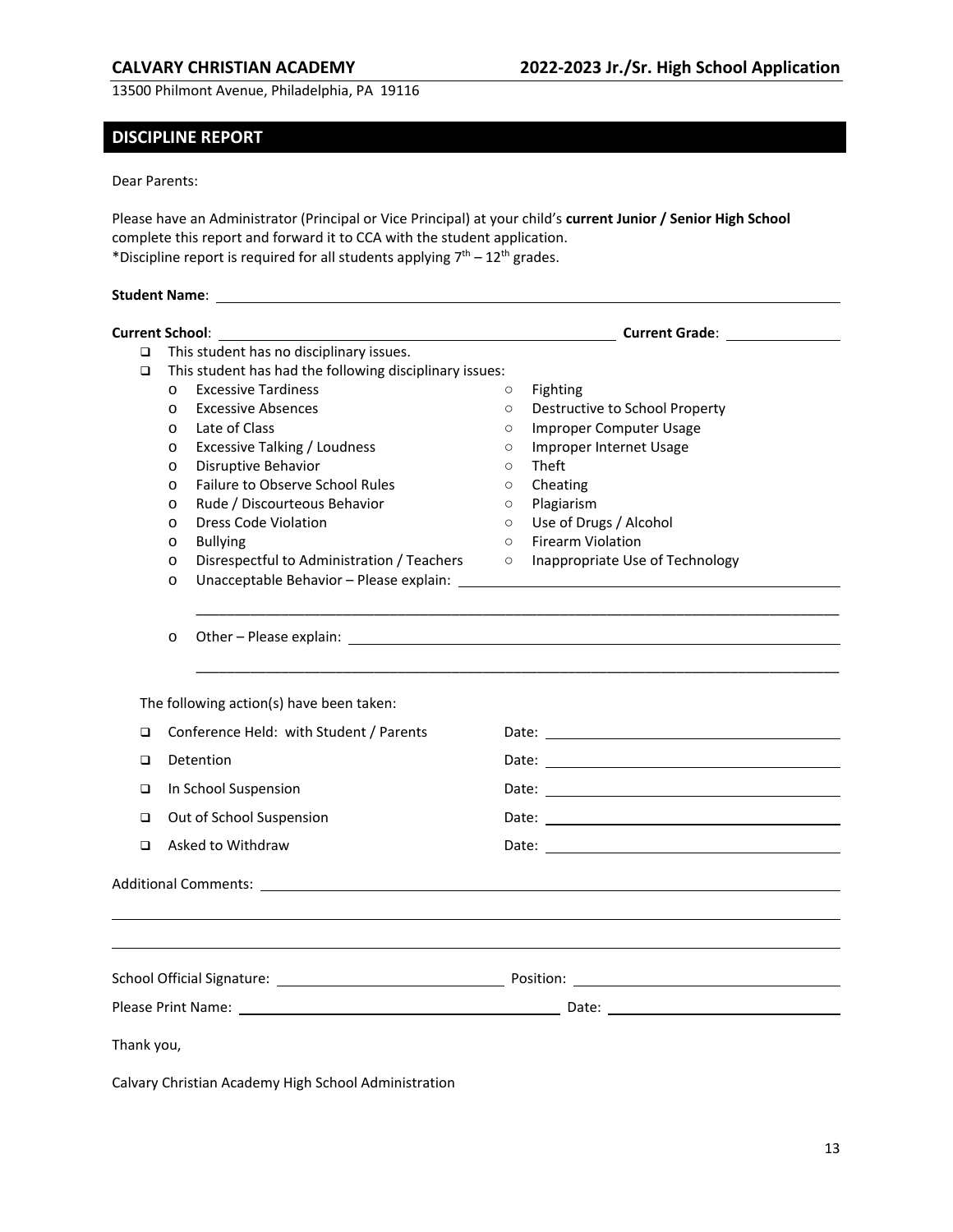**CALVARY CHRISTIAN ACADEMY** **2022-2023 Jr./Sr. High School Application**

13500 Philmont Avenue, Philadelphia, PA 19116

## DISCIPLINE REPORT

Dear Parents:

Please have an Administrator (Principal or Vice Principal) at your child's **current Junior / Senior High School** complete this report and forward it to CCA with the student application.
*Discipline report is required for all students applying $7^{th} - 12^{th}$ grades.

**Student Name**: ______________________________

**Current School**: ______________________________ **Current Grade**: ______________

- ❑ This student has no disciplinary issues.
- ❑ This student has had the following disciplinary issues:
  - o Excessive Tardiness
  - o Excessive Absences
  - o Late of Class
  - o Excessive Talking / Loudness
  - o Disruptive Behavior
  - o Failure to Observe School Rules
  - o Rude / Discourteous Behavior
  - o Dress Code Violation
  - o Bullying
  - o Disrespectful to Administration / Teachers
  - ○ Fighting
  - ○ Destructive to School Property
  - ○ Improper Computer Usage
  - ○ Improper Internet Usage
  - ○ Theft
  - ○ Cheating
  - ○ Plagiarism
  - ○ Use of Drugs / Alcohol
  - ○ Firearm Violation
  - ○ Inappropriate Use of Technology
  - o Unacceptable Behavior – Please explain: ______________________________

    ______________________________________________________________
  - o Other – Please explain: ______________________________

    ______________________________________________________________

The following action(s) have been taken:

- ❑ Conference Held: with Student / Parents Date: ______________
- ❑ Detention Date: ______________
- ❑ In School Suspension Date: ______________
- ❑ Out of School Suspension Date: ______________
- ❑ Asked to Withdraw Date: ______________

Additional Comments: ______________________________

______________________________________________________________

______________________________________________________________

School Official Signature: ______________ Position: ______________

Please Print Name: ______________ Date: ______________

Thank you,

Calvary Christian Academy High School Administration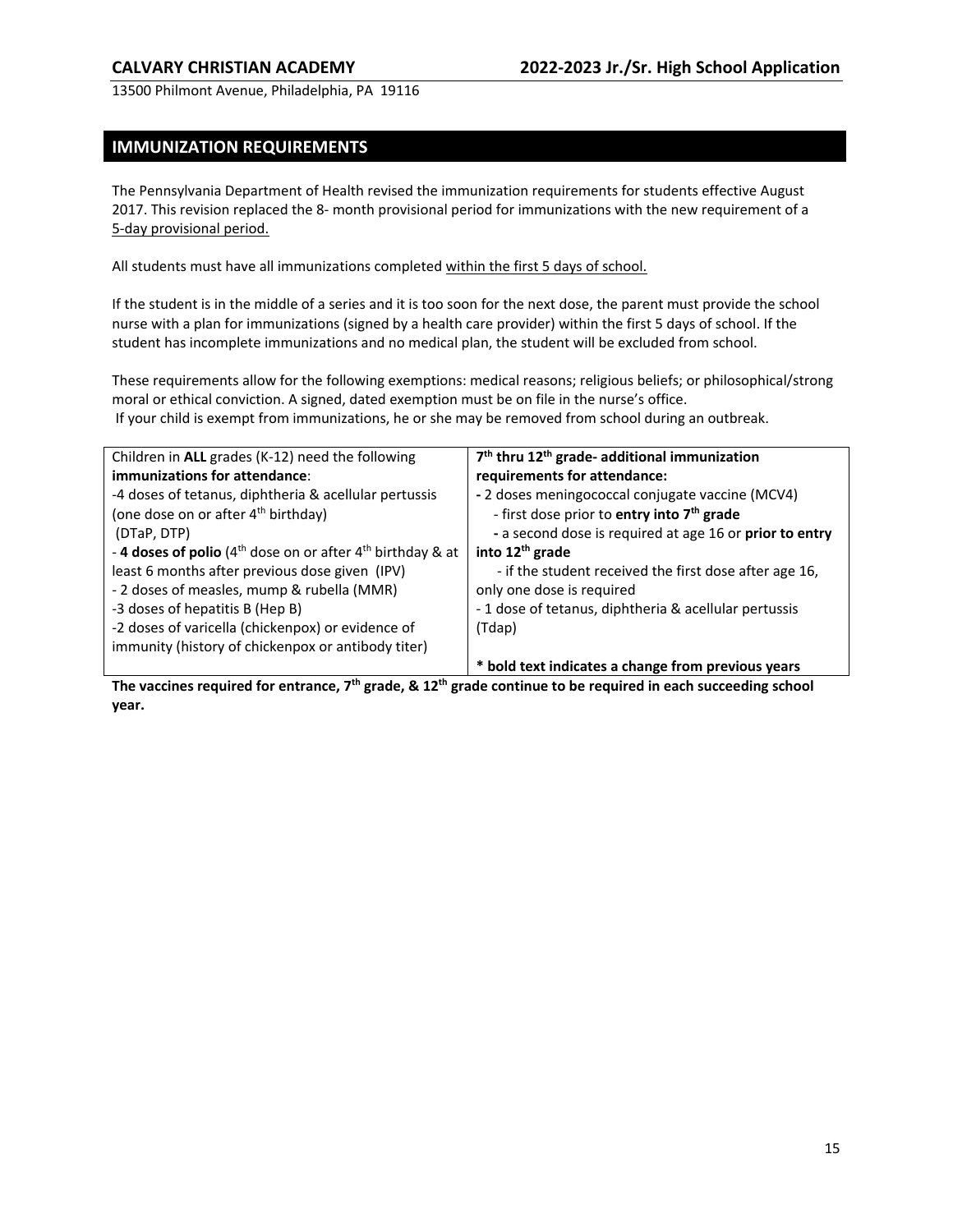## IMMUNIZATION REQUIREMENTS

The Pennsylvania Department of Health revised the immunization requirements for students effective August 2017. This revision replaced the 8- month provisional period for immunizations with the new requirement of a 5-day provisional period.

All students must have all immunizations completed within the first 5 days of school.

If the student is in the middle of a series and it is too soon for the next dose, the parent must provide the school nurse with a plan for immunizations (signed by a health care provider) within the first 5 days of school. If the student has incomplete immunizations and no medical plan, the student will be excluded from school.

These requirements allow for the following exemptions: medical reasons; religious beliefs; or philosophical/strong moral or ethical conviction. A signed, dated exemption must be on file in the nurse's office.
If your child is exempt from immunizations, he or she may be removed from school during an outbreak.

| Children in **ALL** grades (K-12) need the following **immunizations for attendance**: | **7th thru 12th grade- additional immunization requirements for attendance:** |
|---|---|
| -4 doses of tetanus, diphtheria & acellular pertussis (one dose on or after 4th birthday) (DTaP, DTP)<br>- **4 doses of polio** (4th dose on or after 4th birthday & at least 6 months after previous dose given (IPV)<br>- 2 doses of measles, mump & rubella (MMR)<br>-3 doses of hepatitis B (Hep B)<br>-2 doses of varicella (chickenpox) or evidence of immunity (history of chickenpox or antibody titer) | - 2 doses meningococcal conjugate vaccine (MCV4)<br>- first dose prior to **entry into 7th grade**<br>- a second dose is required at age 16 or **prior to entry into 12th grade**<br>- if the student received the first dose after age 16, only one dose is required<br>- 1 dose of tetanus, diphtheria & acellular pertussis (Tdap)<br><br>**\* bold text indicates a change from previous years** |

**The vaccines required for entrance, 7th grade, & 12th grade continue to be required in each succeeding school year.**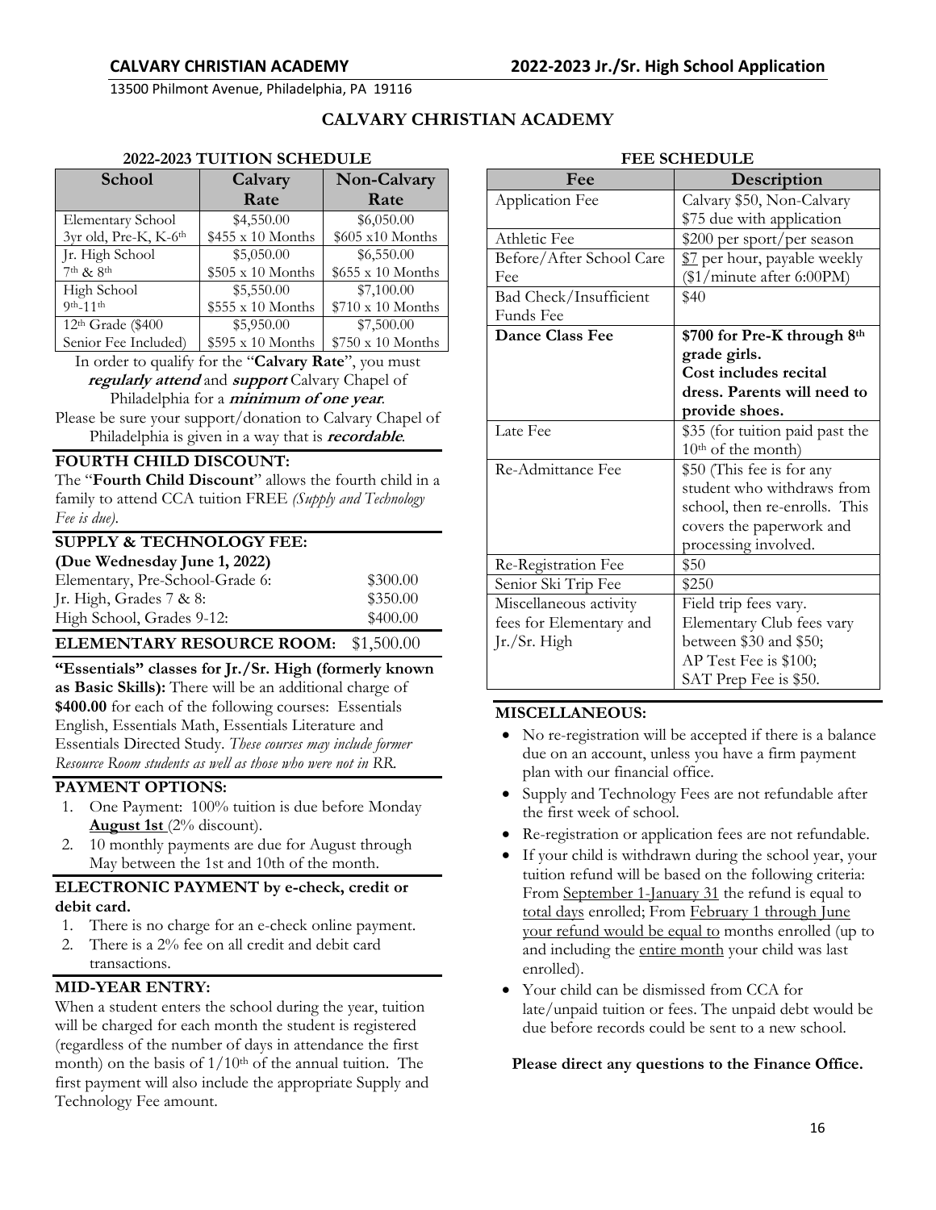# CALVARY CHRISTIAN ACADEMY

## 2022-2023 TUITION SCHEDULE

| School | Calvary Rate | Non-Calvary Rate |
|---|---|---|
| Elementary School 3yr old, Pre-K, K-6th | $4,550.00 $455 x 10 Months | $6,050.00 $605 x10 Months |
| Jr. High School 7th & 8th | $5,050.00 $505 x 10 Months | $6,550.00 $655 x 10 Months |
| High School 9th-11th | $5,550.00 $555 x 10 Months | $7,100.00 $710 x 10 Months |
| 12th Grade ($400 Senior Fee Included) | $5,950.00 $595 x 10 Months | $7,500.00 $750 x 10 Months |

In order to qualify for the "**Calvary Rate**", you must ***regularly attend*** and ***support*** Calvary Chapel of Philadelphia for a ***minimum of one year***.

Please be sure your support/donation to Calvary Chapel of Philadelphia is given in a way that is ***recordable***.

**FOURTH CHILD DISCOUNT:**

The "**Fourth Child Discount**" allows the fourth child in a family to attend CCA tuition FREE *(Supply and Technology Fee is due)*.

**SUPPLY & TECHNOLOGY FEE:**
**(Due Wednesday June 1, 2022)**

| | |
|---|---|
| Elementary, Pre-School-Grade 6: | $300.00 |
| Jr. High, Grades 7 & 8: | $350.00 |
| High School, Grades 9-12: | $400.00 |

**ELEMENTARY RESOURCE ROOM**: $1,500.00

**"Essentials" classes for Jr./Sr. High (formerly known as Basic Skills):** There will be an additional charge of **$400.00** for each of the following courses: Essentials English, Essentials Math, Essentials Literature and Essentials Directed Study. *These courses may include former Resource Room students as well as those who were not in RR.*

**PAYMENT OPTIONS:**

1. One Payment: 100% tuition is due before Monday **August 1st** (2% discount).
2. 10 monthly payments are due for August through May between the 1st and 10th of the month.

**ELECTRONIC PAYMENT by e-check, credit or debit card.**

1. There is no charge for an e-check online payment.
2. There is a 2% fee on all credit and debit card transactions.

**MID-YEAR ENTRY:**

When a student enters the school during the year, tuition will be charged for each month the student is registered (regardless of the number of days in attendance the first month) on the basis of 1/10th of the annual tuition. The first payment will also include the appropriate Supply and Technology Fee amount.

## FEE SCHEDULE

| Fee | Description |
|---|---|
| Application Fee | Calvary $50, Non-Calvary $75 due with application |
| Athletic Fee | $200 per sport/per season |
| Before/After School Care Fee | $7 per hour, payable weekly ($1/minute after 6:00PM) |
| Bad Check/Insufficient Funds Fee | $40 |
| **Dance Class Fee** | **$700 for Pre-K through 8th grade girls. Cost includes recital dress. Parents will need to provide shoes.** |
| Late Fee | $35 (for tuition paid past the 10th of the month) |
| Re-Admittance Fee | $50 (This fee is for any student who withdraws from school, then re-enrolls. This covers the paperwork and processing involved. |
| Re-Registration Fee | $50 |
| Senior Ski Trip Fee | $250 |
| Miscellaneous activity fees for Elementary and Jr./Sr. High | Field trip fees vary. Elementary Club fees vary between $30 and $50; AP Test Fee is $100; SAT Prep Fee is $50. |

**MISCELLANEOUS:**

- No re-registration will be accepted if there is a balance due on an account, unless you have a firm payment plan with our financial office.
- Supply and Technology Fees are not refundable after the first week of school.
- Re-registration or application fees are not refundable.
- If your child is withdrawn during the school year, your tuition refund will be based on the following criteria: From September 1-January 31 the refund is equal to total days enrolled; From February 1 through June your refund would be equal to months enrolled (up to and including the entire month your child was last enrolled).
- Your child can be dismissed from CCA for late/unpaid tuition or fees. The unpaid debt would be due before records could be sent to a new school.

**Please direct any questions to the Finance Office.**